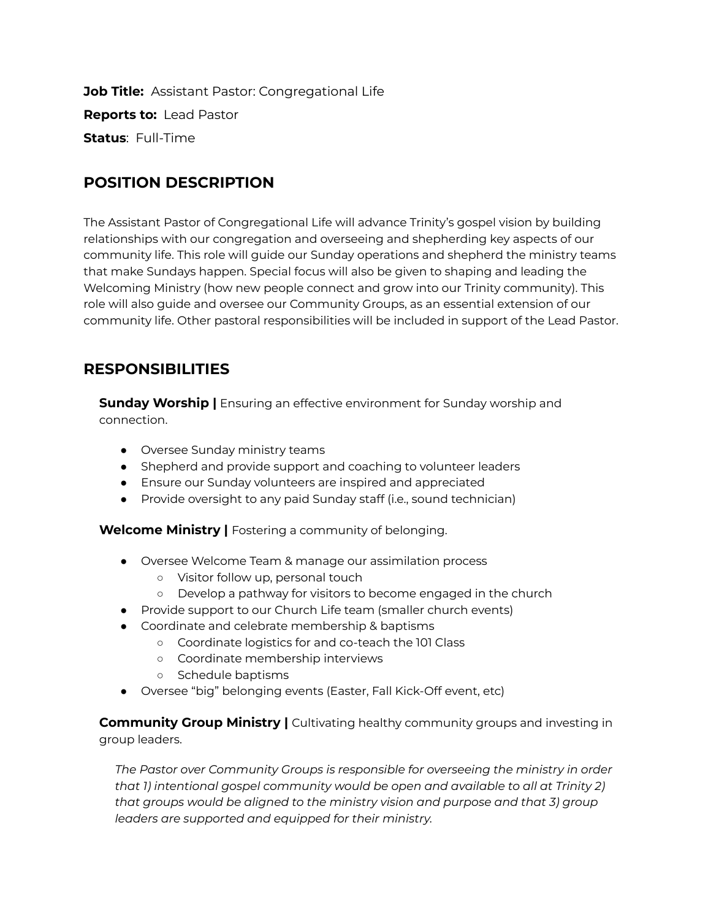**Job Title:** Assistant Pastor: Congregational Life

**Reports to:** Lead Pastor

**Status**: Full-Time

## POSITION DESCRIPTION

The Assistant Pastor of Congregational Life will advance Trinity's gospel vision by building relationships with our congregation and overseeing and shepherding key aspects of our community life. This role will guide our Sunday operations and shepherd the ministry teams that make Sundays happen. Special focus will also be given to shaping and leading the Welcoming Ministry (how new people connect and grow into our Trinity community). This role will also guide and oversee our Community Groups, as an essential extension of our community life. Other pastoral responsibilities will be included in support of the Lead Pastor.

## RESPONSIBILITIES

**Sunday Worship |** Ensuring an effective environment for Sunday worship and connection.

- Oversee Sunday ministry teams
- Shepherd and provide support and coaching to volunteer leaders
- Ensure our Sunday volunteers are inspired and appreciated
- Provide oversight to any paid Sunday staff (i.e., sound technician)

**Welcome Ministry |** Fostering a community of belonging.

- Oversee Welcome Team & manage our assimilation process
  - Visitor follow up, personal touch
  - Develop a pathway for visitors to become engaged in the church
- Provide support to our Church Life team (smaller church events)
- Coordinate and celebrate membership & baptisms
  - Coordinate logistics for and co-teach the 101 Class
  - Coordinate membership interviews
  - Schedule baptisms
- Oversee "big" belonging events (Easter, Fall Kick-Off event, etc)

**Community Group Ministry |** Cultivating healthy community groups and investing in group leaders.

*The Pastor over Community Groups is responsible for overseeing the ministry in order that 1) intentional gospel community would be open and available to all at Trinity 2) that groups would be aligned to the ministry vision and purpose and that 3) group leaders are supported and equipped for their ministry.*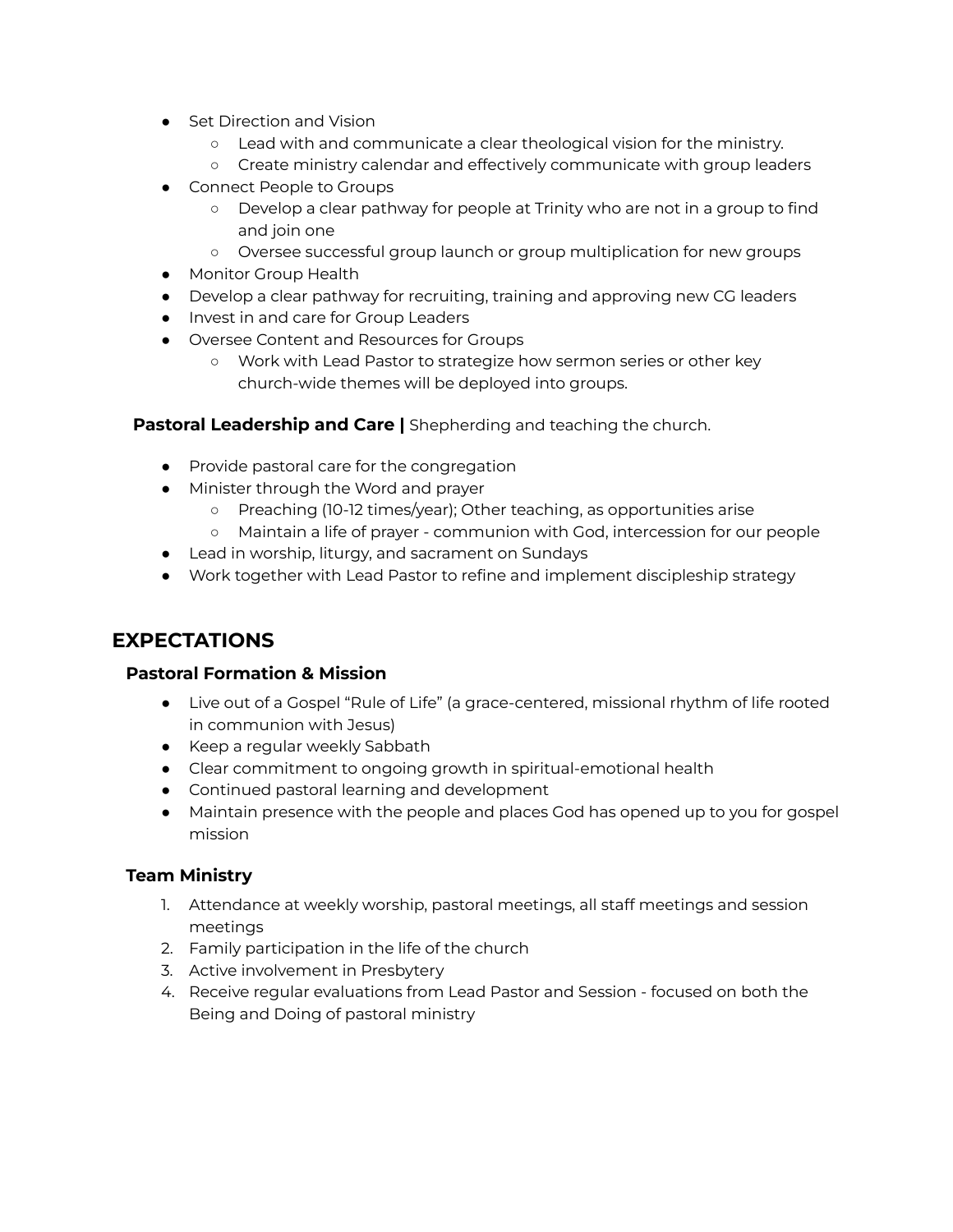- Set Direction and Vision
    - Lead with and communicate a clear theological vision for the ministry.
    - Create ministry calendar and effectively communicate with group leaders
- Connect People to Groups
    - Develop a clear pathway for people at Trinity who are not in a group to find and join one
    - Oversee successful group launch or group multiplication for new groups
- Monitor Group Health
- Develop a clear pathway for recruiting, training and approving new CG leaders
- Invest in and care for Group Leaders
- Oversee Content and Resources for Groups
    - Work with Lead Pastor to strategize how sermon series or other key church-wide themes will be deployed into groups.

**Pastoral Leadership and Care |** Shepherding and teaching the church.

- Provide pastoral care for the congregation
- Minister through the Word and prayer
    - Preaching (10-12 times/year); Other teaching, as opportunities arise
    - Maintain a life of prayer - communion with God, intercession for our people
- Lead in worship, liturgy, and sacrament on Sundays
- Work together with Lead Pastor to refine and implement discipleship strategy

## EXPECTATIONS

### Pastoral Formation & Mission

- Live out of a Gospel "Rule of Life" (a grace-centered, missional rhythm of life rooted in communion with Jesus)
- Keep a regular weekly Sabbath
- Clear commitment to ongoing growth in spiritual-emotional health
- Continued pastoral learning and development
- Maintain presence with the people and places God has opened up to you for gospel mission

### Team Ministry

1. Attendance at weekly worship, pastoral meetings, all staff meetings and session meetings
2. Family participation in the life of the church
3. Active involvement in Presbytery
4. Receive regular evaluations from Lead Pastor and Session - focused on both the Being and Doing of pastoral ministry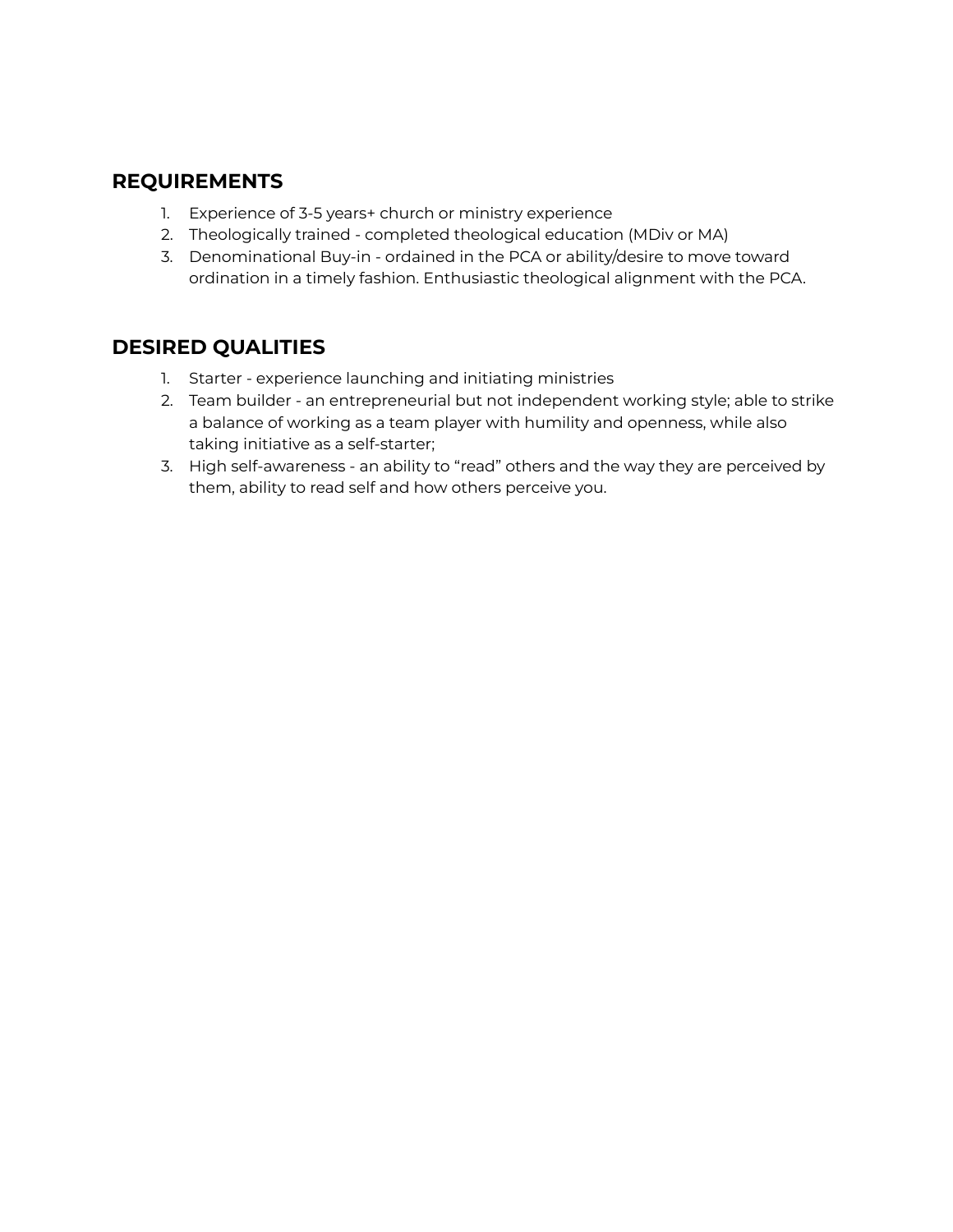## REQUIREMENTS

1. Experience of 3-5 years+ church or ministry experience
2. Theologically trained - completed theological education (MDiv or MA)
3. Denominational Buy-in - ordained in the PCA or ability/desire to move toward ordination in a timely fashion. Enthusiastic theological alignment with the PCA.

## DESIRED QUALITIES

1. Starter - experience launching and initiating ministries
2. Team builder - an entrepreneurial but not independent working style; able to strike a balance of working as a team player with humility and openness, while also taking initiative as a self-starter;
3. High self-awareness - an ability to “read” others and the way they are perceived by them, ability to read self and how others perceive you.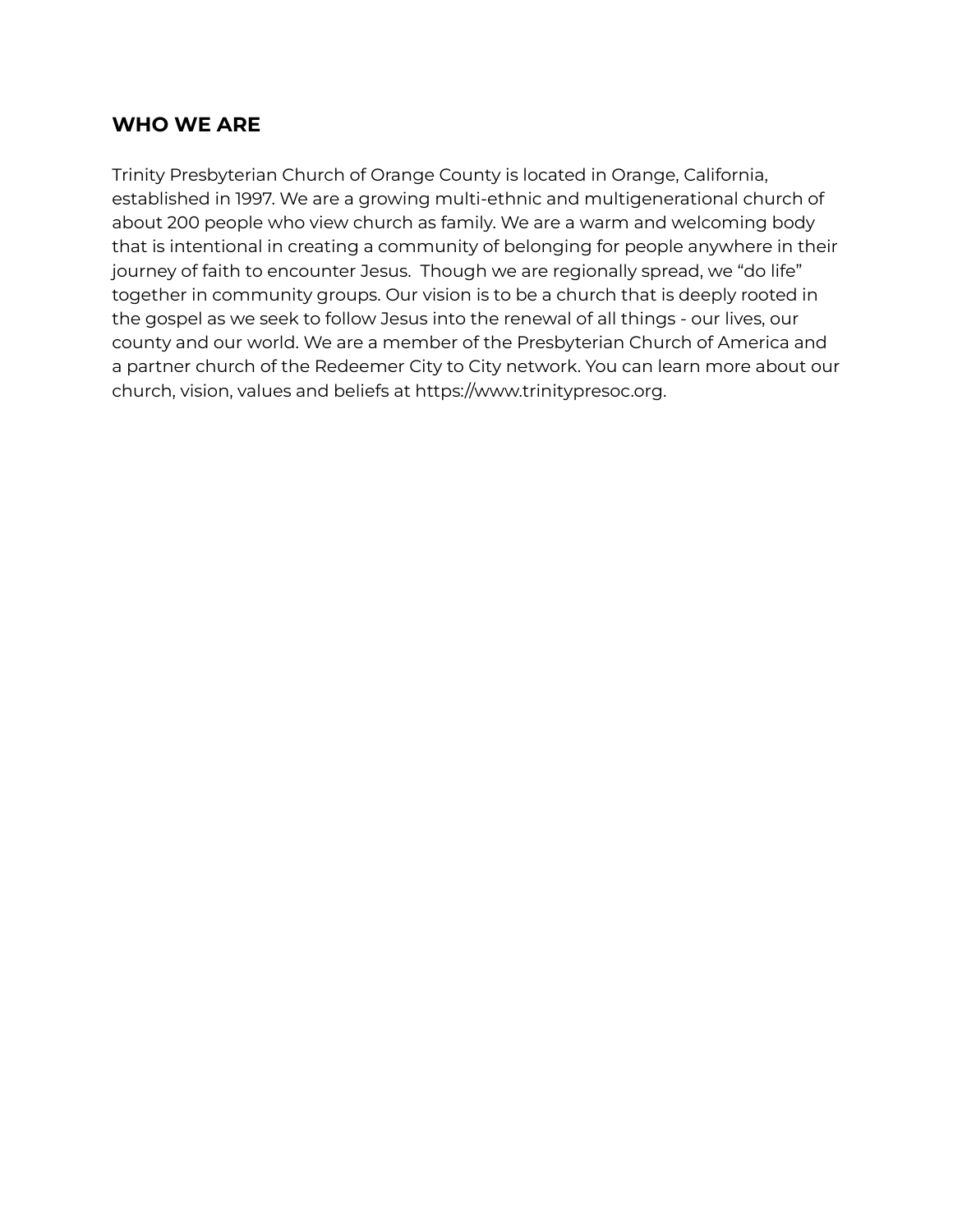## WHO WE ARE

Trinity Presbyterian Church of Orange County is located in Orange, California, established in 1997. We are a growing multi-ethnic and multigenerational church of about 200 people who view church as family. We are a warm and welcoming body that is intentional in creating a community of belonging for people anywhere in their journey of faith to encounter Jesus. Though we are regionally spread, we "do life" together in community groups. Our vision is to be a church that is deeply rooted in the gospel as we seek to follow Jesus into the renewal of all things - our lives, our county and our world. We are a member of the Presbyterian Church of America and a partner church of the Redeemer City to City network. You can learn more about our church, vision, values and beliefs at https://www.trinitypresoc.org.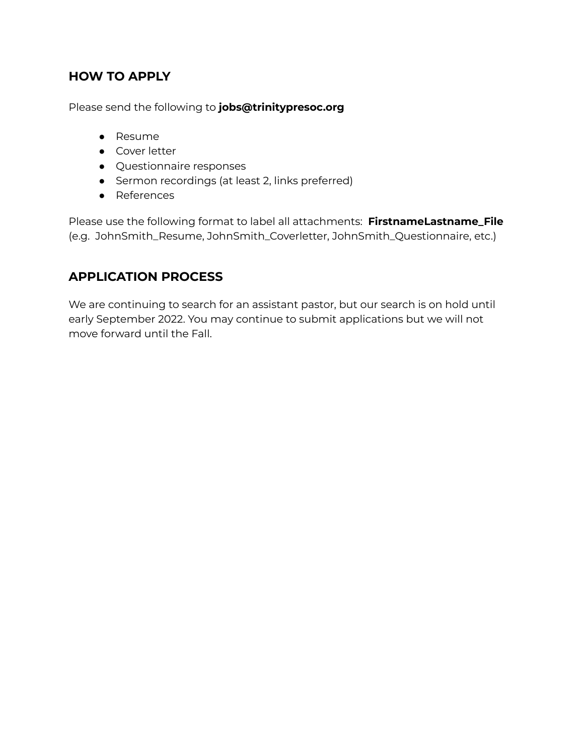## HOW TO APPLY

Please send the following to **jobs@trinitypresoc.org**

- Resume
- Cover letter
- Questionnaire responses
- Sermon recordings (at least 2, links preferred)
- References

Please use the following format to label all attachments: **FirstnameLastname_File** (e.g. JohnSmith_Resume, JohnSmith_Coverletter, JohnSmith_Questionnaire, etc.)

## APPLICATION PROCESS

We are continuing to search for an assistant pastor, but our search is on hold until early September 2022. You may continue to submit applications but we will not move forward until the Fall.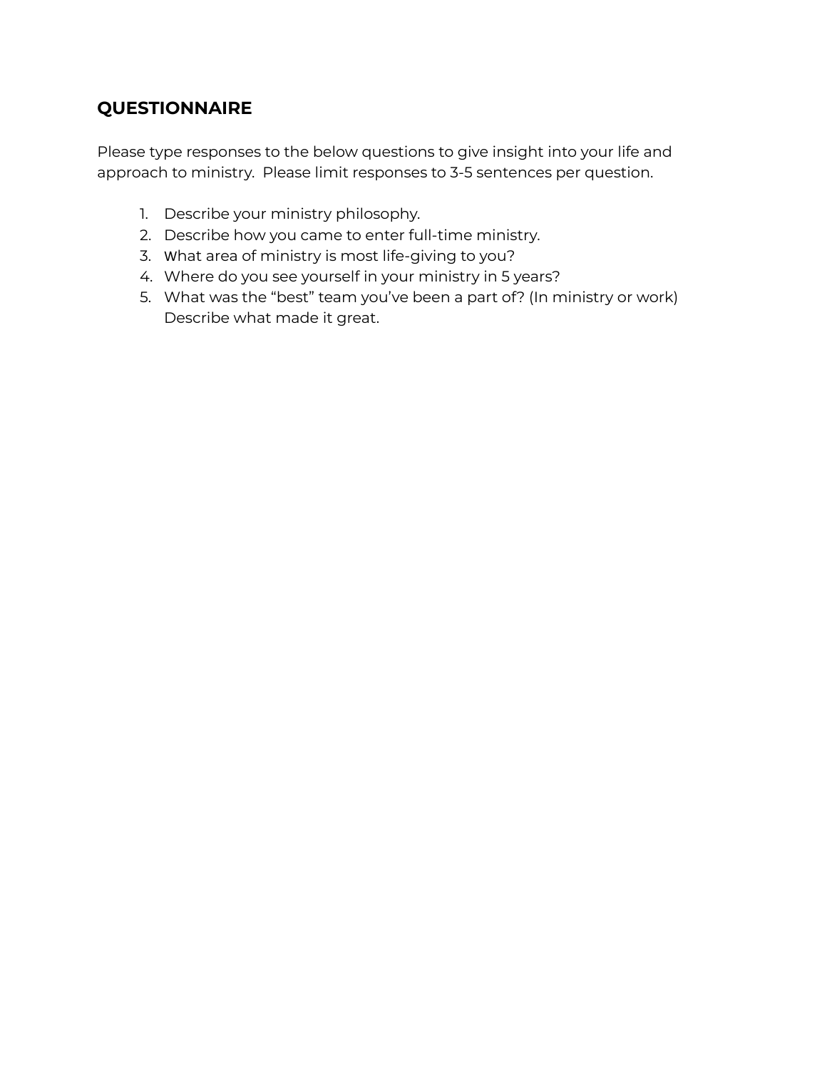## QUESTIONNAIRE

Please type responses to the below questions to give insight into your life and approach to ministry. Please limit responses to 3-5 sentences per question.

1. Describe your ministry philosophy.
2. Describe how you came to enter full-time ministry.
3. What area of ministry is most life-giving to you?
4. Where do you see yourself in your ministry in 5 years?
5. What was the “best” team you’ve been a part of? (In ministry or work) Describe what made it great.